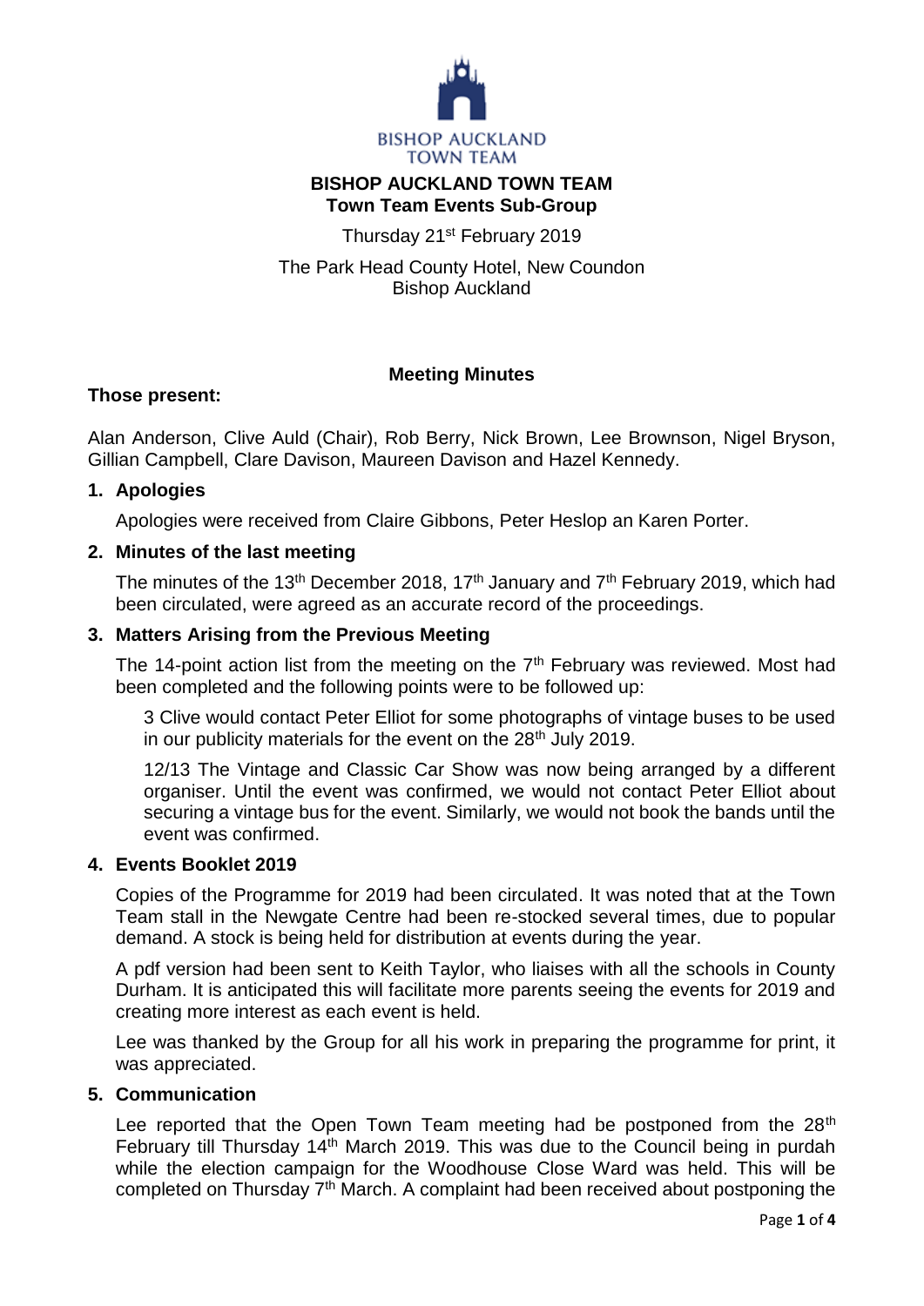BISHOP AUCKLAND TOWN TEAM

# BISHOP AUCKLAND TOWN TEAM
## Town Team Events Sub-Group

Thursday 21st February 2019

The Park Head County Hotel, New Coundon
Bishop Auckland

**Meeting Minutes**

**Those present:**

Alan Anderson, Clive Auld (Chair), Rob Berry, Nick Brown, Lee Brownson, Nigel Bryson, Gillian Campbell, Clare Davison, Maureen Davison and Hazel Kennedy.

### 1. Apologies

Apologies were received from Claire Gibbons, Peter Heslop an Karen Porter.

### 2. Minutes of the last meeting

The minutes of the 13th December 2018, 17th January and 7th February 2019, which had been circulated, were agreed as an accurate record of the proceedings.

### 3. Matters Arising from the Previous Meeting

The 14-point action list from the meeting on the 7th February was reviewed. Most had been completed and the following points were to be followed up:

3 Clive would contact Peter Elliot for some photographs of vintage buses to be used in our publicity materials for the event on the 28th July 2019.

12/13 The Vintage and Classic Car Show was now being arranged by a different organiser. Until the event was confirmed, we would not contact Peter Elliot about securing a vintage bus for the event. Similarly, we would not book the bands until the event was confirmed.

### 4. Events Booklet 2019

Copies of the Programme for 2019 had been circulated. It was noted that at the Town Team stall in the Newgate Centre had been re-stocked several times, due to popular demand. A stock is being held for distribution at events during the year.

A pdf version had been sent to Keith Taylor, who liaises with all the schools in County Durham. It is anticipated this will facilitate more parents seeing the events for 2019 and creating more interest as each event is held.

Lee was thanked by the Group for all his work in preparing the programme for print, it was appreciated.

### 5. Communication

Lee reported that the Open Town Team meeting had be postponed from the 28th February till Thursday 14th March 2019. This was due to the Council being in purdah while the election campaign for the Woodhouse Close Ward was held. This will be completed on Thursday 7th March. A complaint had been received about postponing the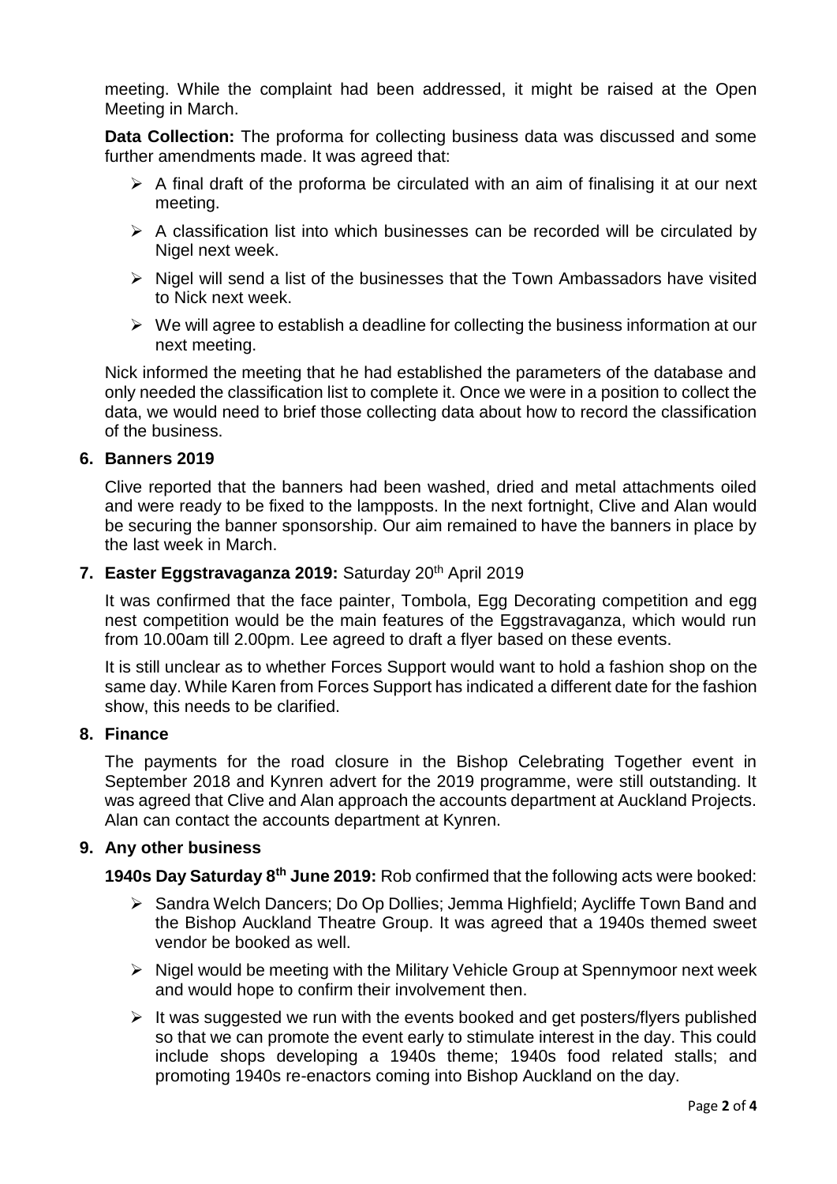meeting. While the complaint had been addressed, it might be raised at the Open Meeting in March.

**Data Collection:** The proforma for collecting business data was discussed and some further amendments made. It was agreed that:

- A final draft of the proforma be circulated with an aim of finalising it at our next meeting.
- A classification list into which businesses can be recorded will be circulated by Nigel next week.
- Nigel will send a list of the businesses that the Town Ambassadors have visited to Nick next week.
- We will agree to establish a deadline for collecting the business information at our next meeting.

Nick informed the meeting that he had established the parameters of the database and only needed the classification list to complete it. Once we were in a position to collect the data, we would need to brief those collecting data about how to record the classification of the business.

## 6. Banners 2019

Clive reported that the banners had been washed, dried and metal attachments oiled and were ready to be fixed to the lampposts. In the next fortnight, Clive and Alan would be securing the banner sponsorship. Our aim remained to have the banners in place by the last week in March.

## 7. Easter Eggstravaganza 2019: Saturday 20th April 2019

It was confirmed that the face painter, Tombola, Egg Decorating competition and egg nest competition would be the main features of the Eggstravaganza, which would run from 10.00am till 2.00pm. Lee agreed to draft a flyer based on these events.

It is still unclear as to whether Forces Support would want to hold a fashion shop on the same day. While Karen from Forces Support has indicated a different date for the fashion show, this needs to be clarified.

## 8. Finance

The payments for the road closure in the Bishop Celebrating Together event in September 2018 and Kynren advert for the 2019 programme, were still outstanding. It was agreed that Clive and Alan approach the accounts department at Auckland Projects. Alan can contact the accounts department at Kynren.

## 9. Any other business

**1940s Day Saturday 8th June 2019:** Rob confirmed that the following acts were booked:

- Sandra Welch Dancers; Do Op Dollies; Jemma Highfield; Aycliffe Town Band and the Bishop Auckland Theatre Group. It was agreed that a 1940s themed sweet vendor be booked as well.
- Nigel would be meeting with the Military Vehicle Group at Spennymoor next week and would hope to confirm their involvement then.
- It was suggested we run with the events booked and get posters/flyers published so that we can promote the event early to stimulate interest in the day. This could include shops developing a 1940s theme; 1940s food related stalls; and promoting 1940s re-enactors coming into Bishop Auckland on the day.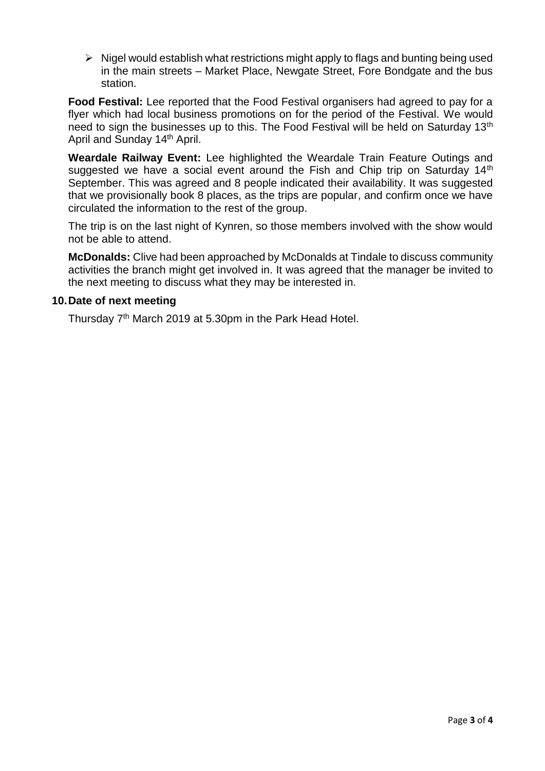- Nigel would establish what restrictions might apply to flags and bunting being used in the main streets – Market Place, Newgate Street, Fore Bondgate and the bus station.

**Food Festival:** Lee reported that the Food Festival organisers had agreed to pay for a flyer which had local business promotions on for the period of the Festival. We would need to sign the businesses up to this. The Food Festival will be held on Saturday 13th April and Sunday 14th April.

**Weardale Railway Event:** Lee highlighted the Weardale Train Feature Outings and suggested we have a social event around the Fish and Chip trip on Saturday 14th September. This was agreed and 8 people indicated their availability. It was suggested that we provisionally book 8 places, as the trips are popular, and confirm once we have circulated the information to the rest of the group.

The trip is on the last night of Kynren, so those members involved with the show would not be able to attend.

**McDonalds:** Clive had been approached by McDonalds at Tindale to discuss community activities the branch might get involved in. It was agreed that the manager be invited to the next meeting to discuss what they may be interested in.

**10. Date of next meeting**

Thursday 7th March 2019 at 5.30pm in the Park Head Hotel.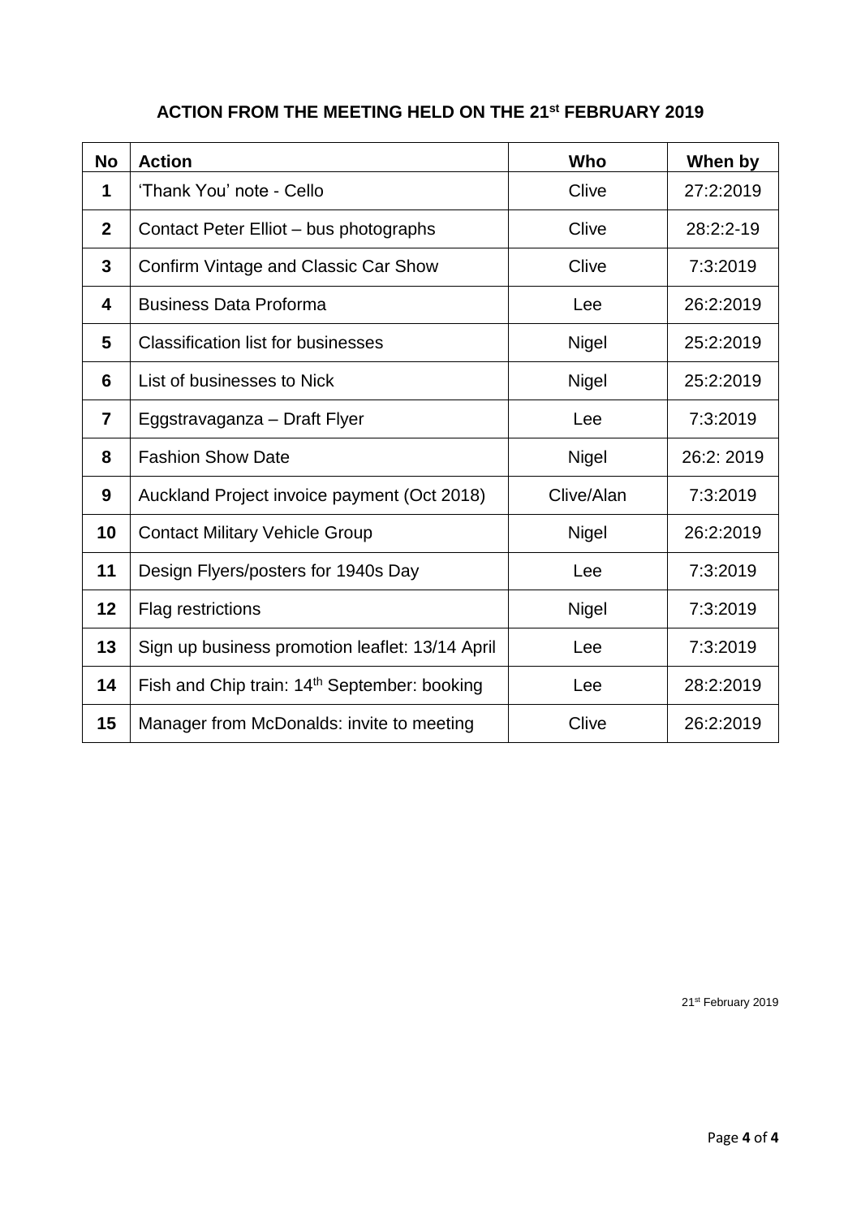## ACTION FROM THE MEETING HELD ON THE 21st FEBRUARY 2019

| No | Action | Who | When by |
|---|---|---|---|
| 1 | 'Thank You' note - Cello | Clive | 27:2:2019 |
| 2 | Contact Peter Elliot – bus photographs | Clive | 28:2:2-19 |
| 3 | Confirm Vintage and Classic Car Show | Clive | 7:3:2019 |
| 4 | Business Data Proforma | Lee | 26:2:2019 |
| 5 | Classification list for businesses | Nigel | 25:2:2019 |
| 6 | List of businesses to Nick | Nigel | 25:2:2019 |
| 7 | Eggstravaganza – Draft Flyer | Lee | 7:3:2019 |
| 8 | Fashion Show Date | Nigel | 26:2: 2019 |
| 9 | Auckland Project invoice payment (Oct 2018) | Clive/Alan | 7:3:2019 |
| 10 | Contact Military Vehicle Group | Nigel | 26:2:2019 |
| 11 | Design Flyers/posters for 1940s Day | Lee | 7:3:2019 |
| 12 | Flag restrictions | Nigel | 7:3:2019 |
| 13 | Sign up business promotion leaflet: 13/14 April | Lee | 7:3:2019 |
| 14 | Fish and Chip train: 14th September: booking | Lee | 28:2:2019 |
| 15 | Manager from McDonalds: invite to meeting | Clive | 26:2:2019 |

21st February 2019